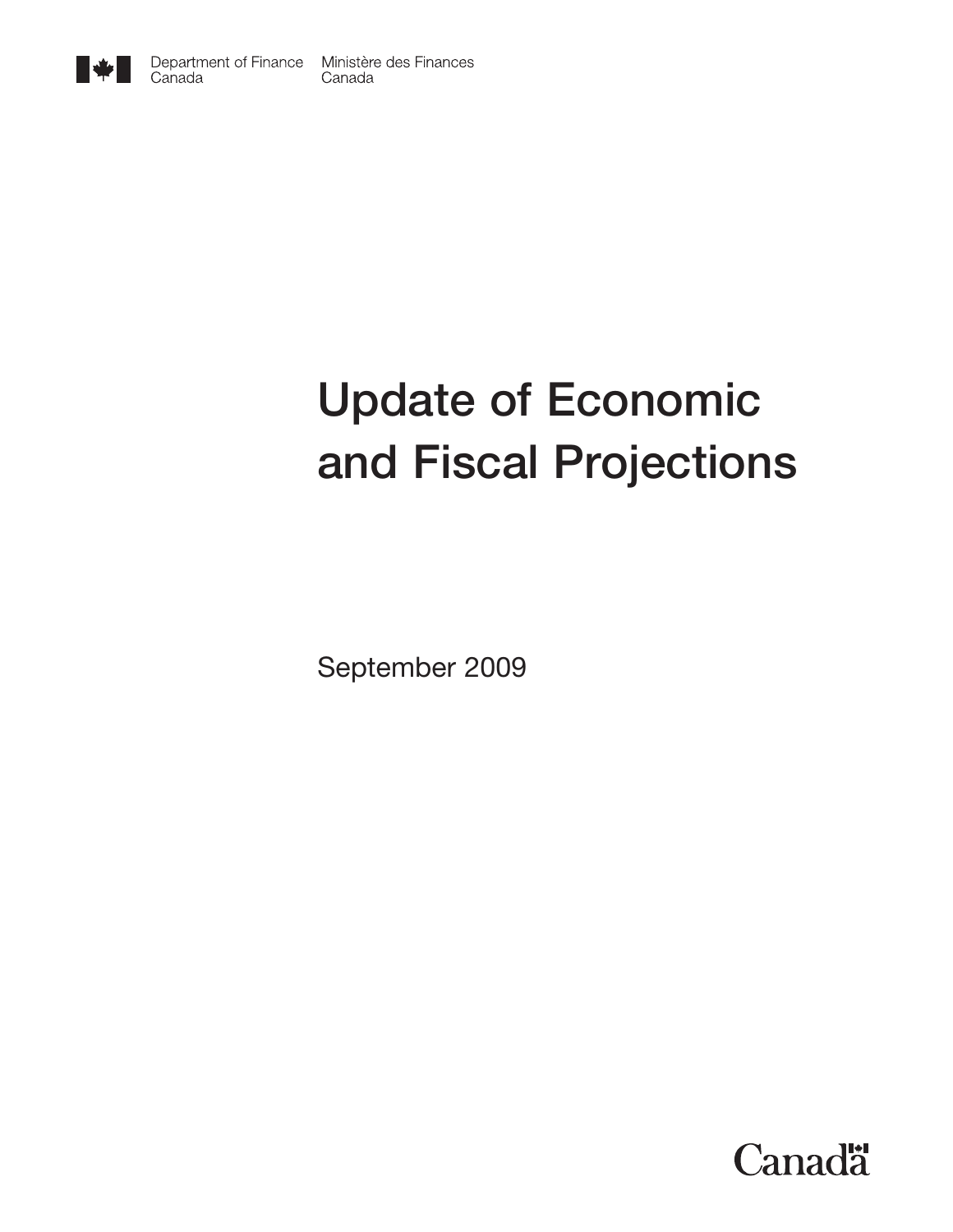Department of Finance Canada | Ministère des Finances Canada

# Update of Economic and Fiscal Projections

September 2009

Canada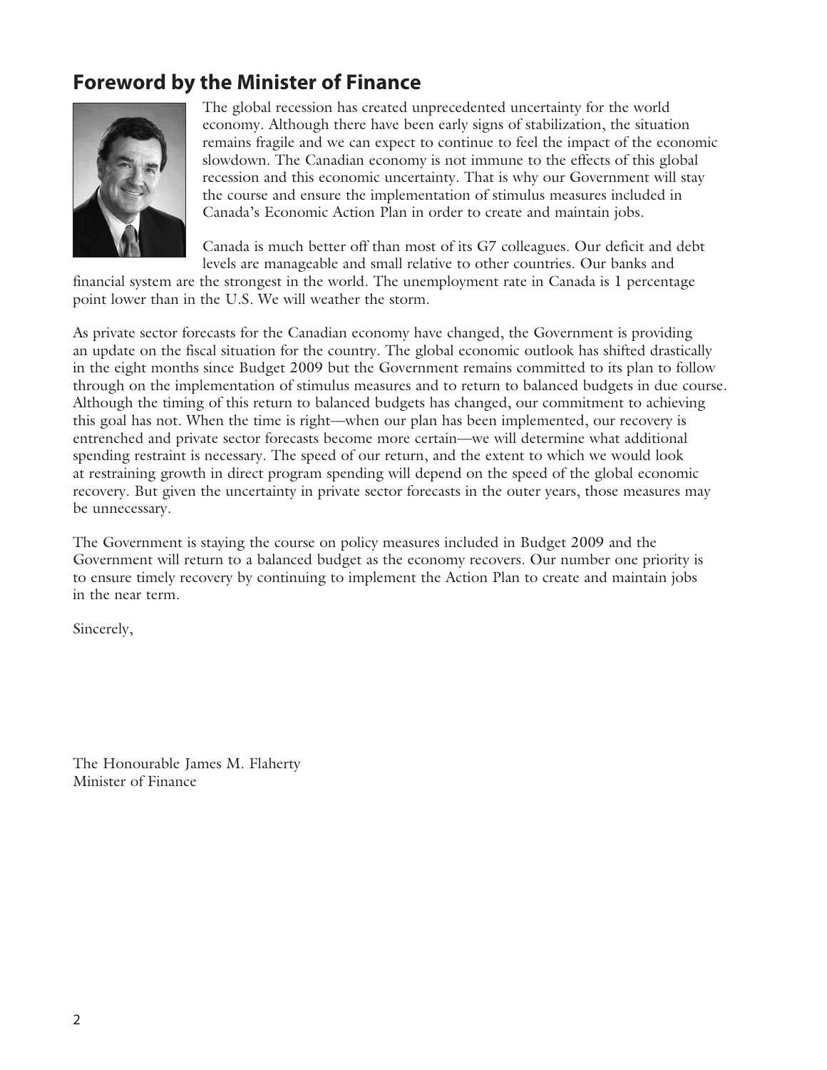## Foreword by the Minister of Finance

The global recession has created unprecedented uncertainty for the world economy. Although there have been early signs of stabilization, the situation remains fragile and we can expect to continue to feel the impact of the economic slowdown. The Canadian economy is not immune to the effects of this global recession and this economic uncertainty. That is why our Government will stay the course and ensure the implementation of stimulus measures included in Canada's Economic Action Plan in order to create and maintain jobs.

Canada is much better off than most of its G7 colleagues. Our deficit and debt levels are manageable and small relative to other countries. Our banks and financial system are the strongest in the world. The unemployment rate in Canada is 1 percentage point lower than in the U.S. We will weather the storm.

As private sector forecasts for the Canadian economy have changed, the Government is providing an update on the fiscal situation for the country. The global economic outlook has shifted drastically in the eight months since Budget 2009 but the Government remains committed to its plan to follow through on the implementation of stimulus measures and to return to balanced budgets in due course. Although the timing of this return to balanced budgets has changed, our commitment to achieving this goal has not. When the time is right—when our plan has been implemented, our recovery is entrenched and private sector forecasts become more certain—we will determine what additional spending restraint is necessary. The speed of our return, and the extent to which we would look at restraining growth in direct program spending will depend on the speed of the global economic recovery. But given the uncertainty in private sector forecasts in the outer years, those measures may be unnecessary.

The Government is staying the course on policy measures included in Budget 2009 and the Government will return to a balanced budget as the economy recovers. Our number one priority is to ensure timely recovery by continuing to implement the Action Plan to create and maintain jobs in the near term.

Sincerely,

The Honourable James M. Flaherty
Minister of Finance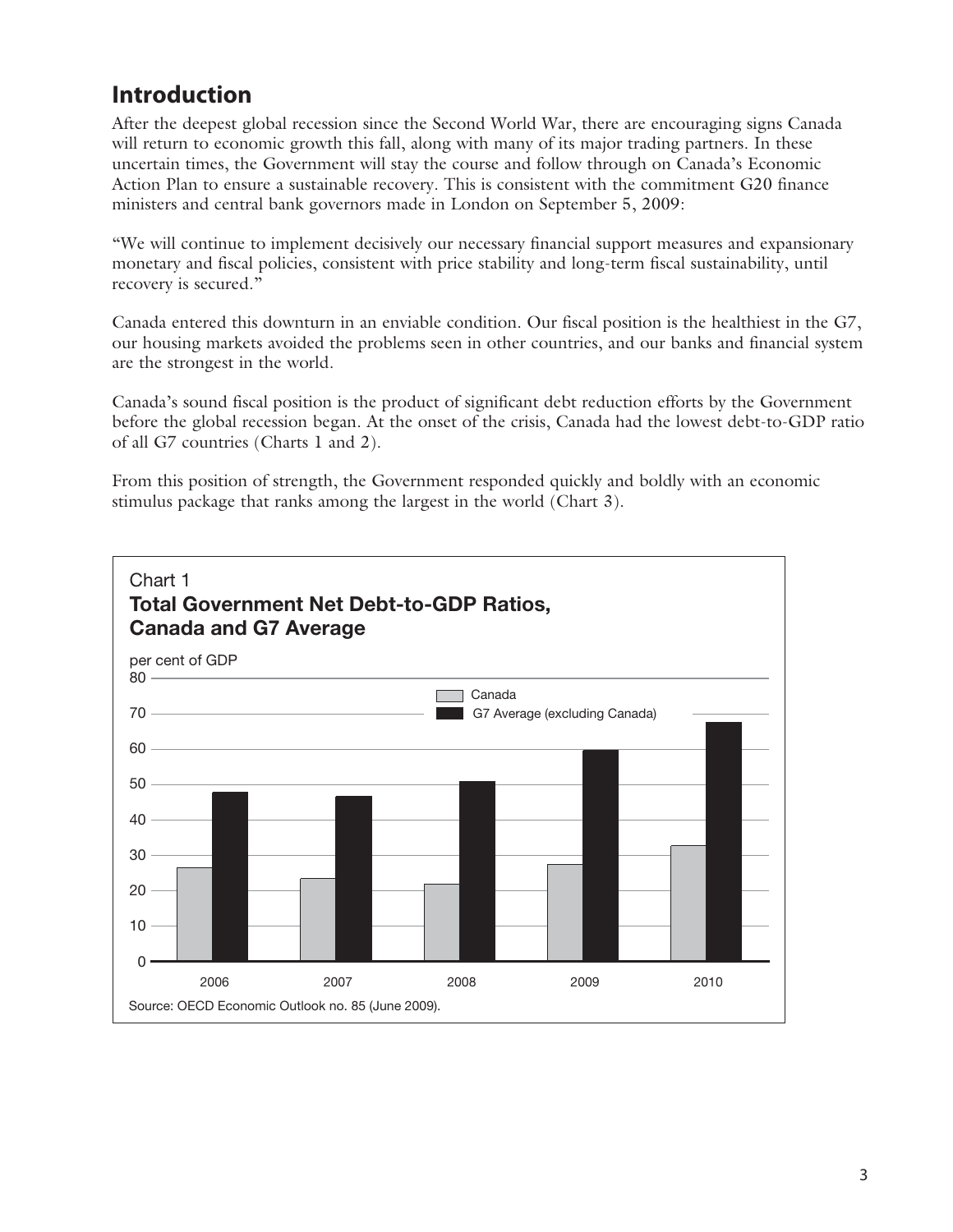## Introduction

After the deepest global recession since the Second World War, there are encouraging signs Canada will return to economic growth this fall, along with many of its major trading partners. In these uncertain times, the Government will stay the course and follow through on Canada's Economic Action Plan to ensure a sustainable recovery. This is consistent with the commitment G20 finance ministers and central bank governors made in London on September 5, 2009:

"We will continue to implement decisively our necessary financial support measures and expansionary monetary and fiscal policies, consistent with price stability and long-term fiscal sustainability, until recovery is secured."

Canada entered this downturn in an enviable condition. Our fiscal position is the healthiest in the G7, our housing markets avoided the problems seen in other countries, and our banks and financial system are the strongest in the world.

Canada's sound fiscal position is the product of significant debt reduction efforts by the Government before the global recession began. At the onset of the crisis, Canada had the lowest debt-to-GDP ratio of all G7 countries (Charts 1 and 2).

From this position of strength, the Government responded quickly and boldly with an economic stimulus package that ranks among the largest in the world (Chart 3).

Chart 1
**Total Government Net Debt-to-GDP Ratios, Canada and G7 Average**

per cent of GDP

Legend: Canada; G7 Average (excluding Canada)

Years: 2006, 2007, 2008, 2009, 2010

Source: OECD Economic Outlook no. 85 (June 2009).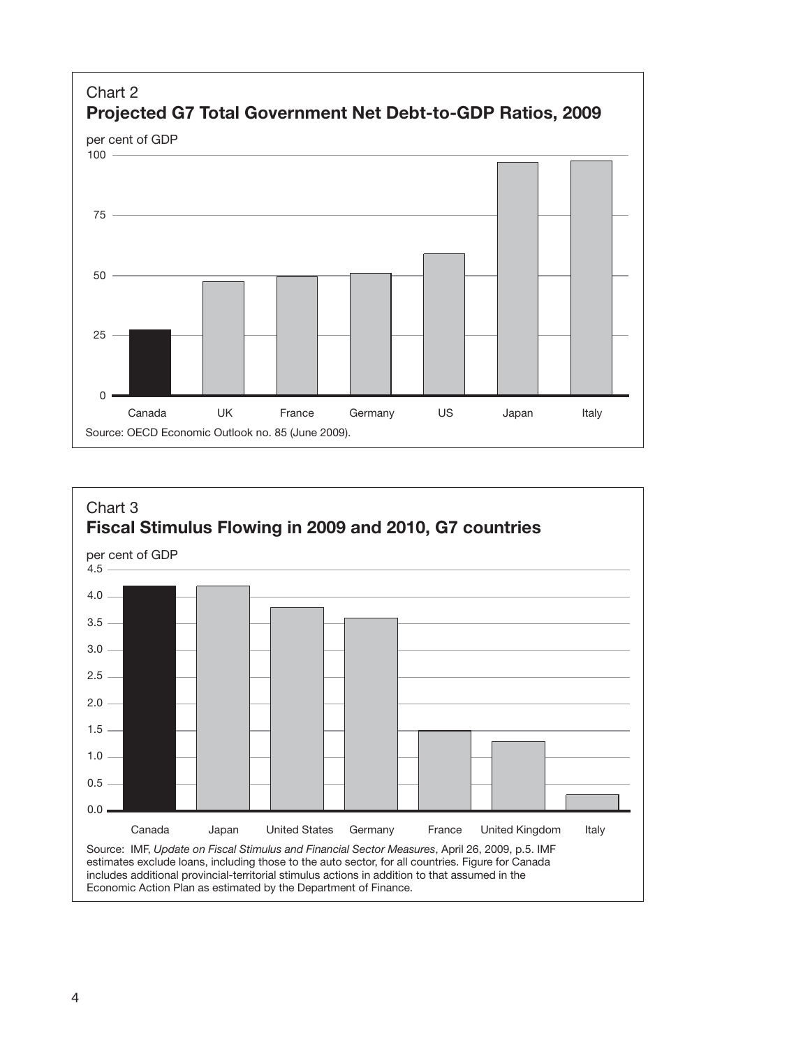Chart 2

**Projected G7 Total Government Net Debt-to-GDP Ratios, 2009**

per cent of GDP

Source: OECD Economic Outlook no. 85 (June 2009).

Chart 3

**Fiscal Stimulus Flowing in 2009 and 2010, G7 countries**

per cent of GDP

Source: IMF, *Update on Fiscal Stimulus and Financial Sector Measures*, April 26, 2009, p.5. IMF estimates exclude loans, including those to the auto sector, for all countries. Figure for Canada includes additional provincial-territorial stimulus actions in addition to that assumed in the Economic Action Plan as estimated by the Department of Finance.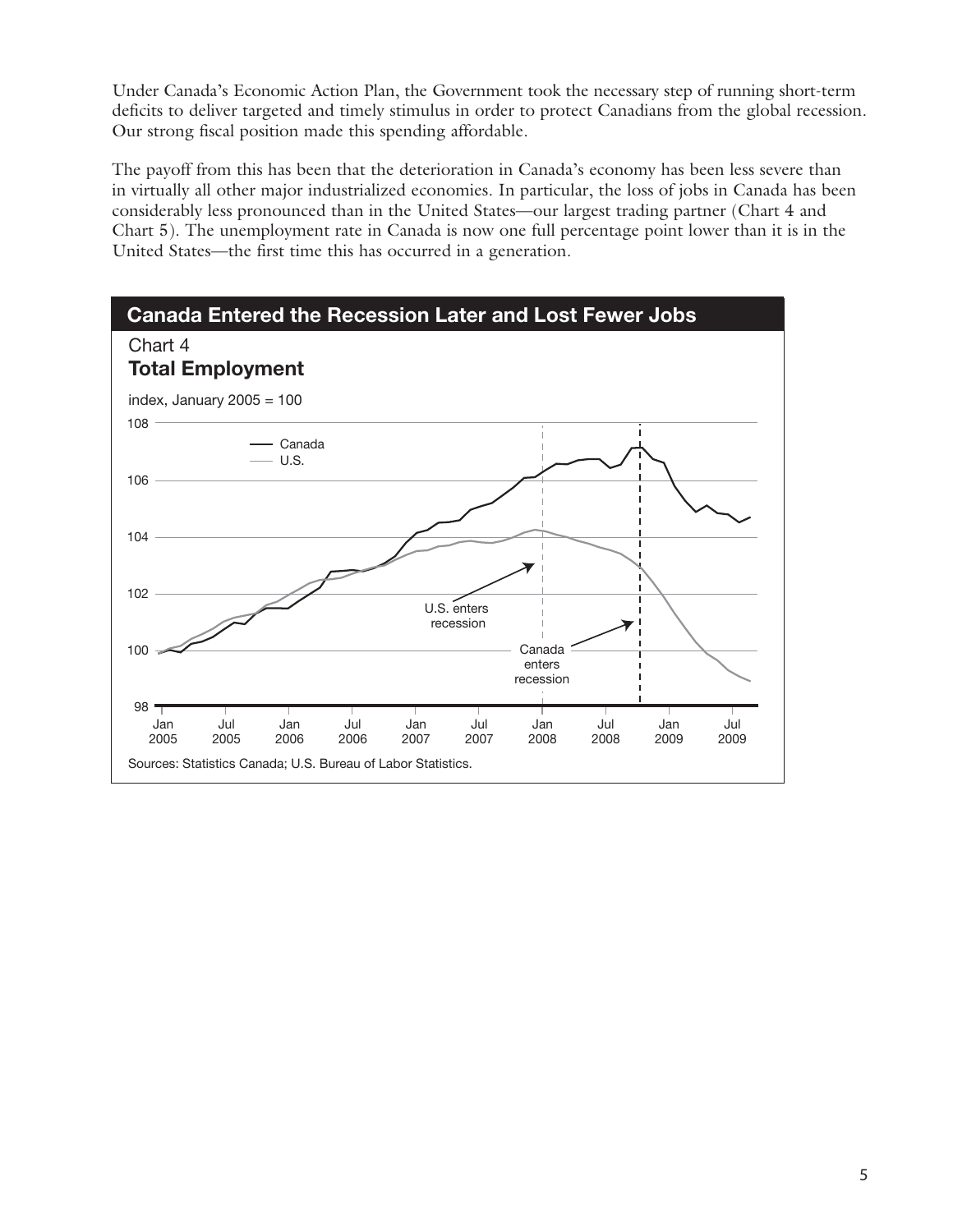Under Canada's Economic Action Plan, the Government took the necessary step of running short-term deficits to deliver targeted and timely stimulus in order to protect Canadians from the global recession. Our strong fiscal position made this spending affordable.

The payoff from this has been that the deterioration in Canada's economy has been less severe than in virtually all other major industrialized economies. In particular, the loss of jobs in Canada has been considerably less pronounced than in the United States—our largest trading partner (Chart 4 and Chart 5). The unemployment rate in Canada is now one full percentage point lower than it is in the United States—the first time this has occurred in a generation.

**Canada Entered the Recession Later and Lost Fewer Jobs**

Chart 4
**Total Employment**

index, January 2005 = 100

Sources: Statistics Canada; U.S. Bureau of Labor Statistics.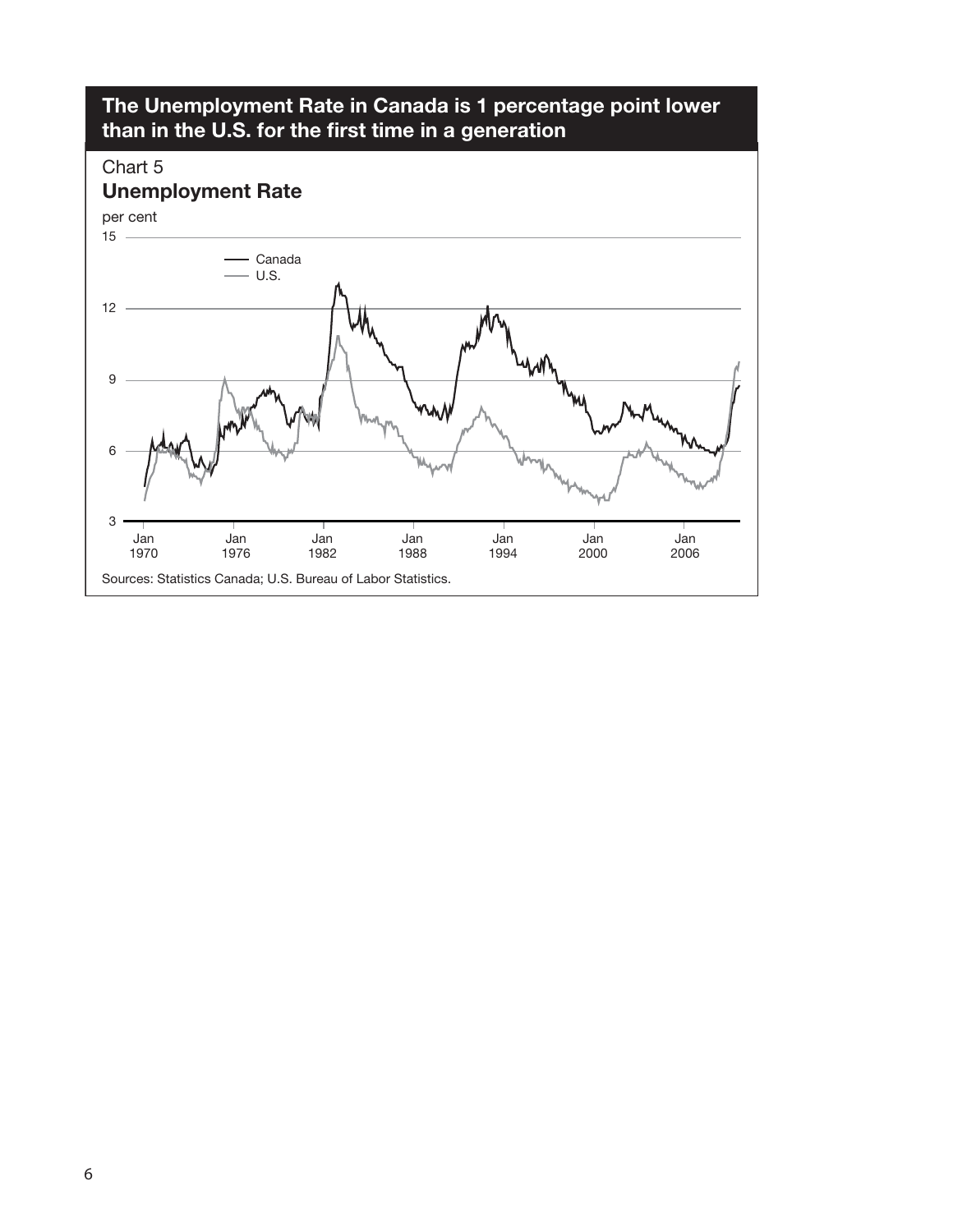## The Unemployment Rate in Canada is 1 percentage point lower than in the U.S. for the first time in a generation

Chart 5

**Unemployment Rate**

per cent

Sources: Statistics Canada; U.S. Bureau of Labor Statistics.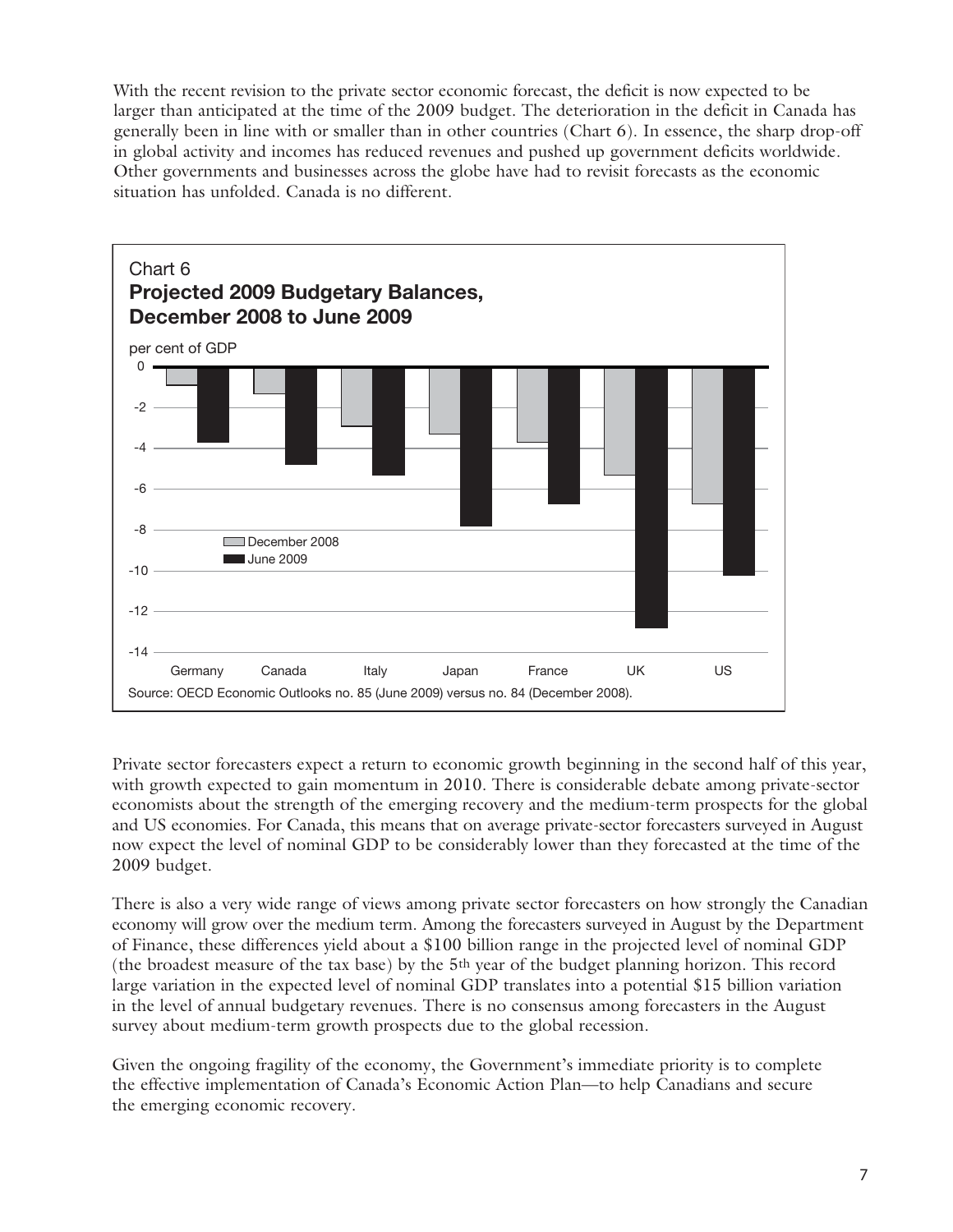With the recent revision to the private sector economic forecast, the deficit is now expected to be larger than anticipated at the time of the 2009 budget. The deterioration in the deficit in Canada has generally been in line with or smaller than in other countries (Chart 6). In essence, the sharp drop-off in global activity and incomes has reduced revenues and pushed up government deficits worldwide. Other governments and businesses across the globe have had to revisit forecasts as the economic situation has unfolded. Canada is no different.

Chart 6
**Projected 2009 Budgetary Balances, December 2008 to June 2009**

per cent of GDP

Legend: December 2008; June 2009

Categories: Germany, Canada, Italy, Japan, France, UK, US

Source: OECD Economic Outlooks no. 85 (June 2009) versus no. 84 (December 2008).

Private sector forecasters expect a return to economic growth beginning in the second half of this year, with growth expected to gain momentum in 2010. There is considerable debate among private-sector economists about the strength of the emerging recovery and the medium-term prospects for the global and US economies. For Canada, this means that on average private-sector forecasters surveyed in August now expect the level of nominal GDP to be considerably lower than they forecasted at the time of the 2009 budget.

There is also a very wide range of views among private sector forecasters on how strongly the Canadian economy will grow over the medium term. Among the forecasters surveyed in August by the Department of Finance, these differences yield about a $100 billion range in the projected level of nominal GDP (the broadest measure of the tax base) by the 5th year of the budget planning horizon. This record large variation in the expected level of nominal GDP translates into a potential $15 billion variation in the level of annual budgetary revenues. There is no consensus among forecasters in the August survey about medium-term growth prospects due to the global recession.

Given the ongoing fragility of the economy, the Government's immediate priority is to complete the effective implementation of Canada's Economic Action Plan—to help Canadians and secure the emerging economic recovery.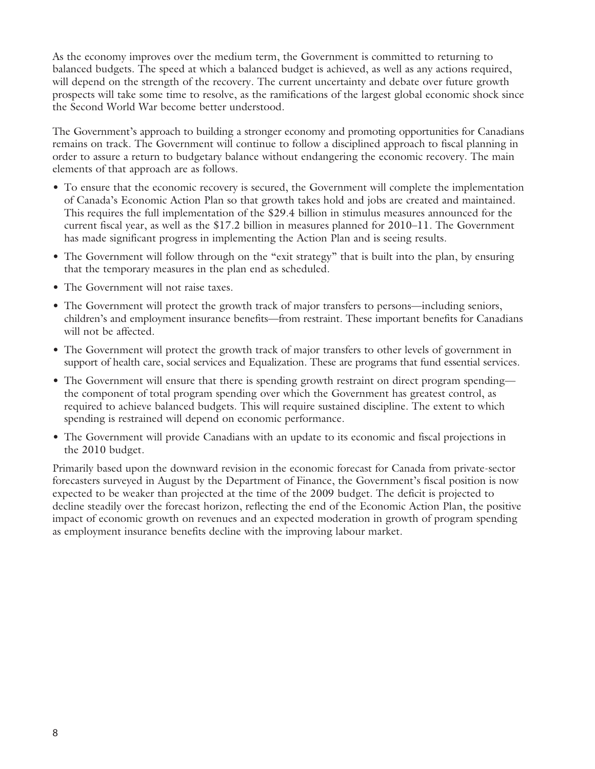As the economy improves over the medium term, the Government is committed to returning to balanced budgets. The speed at which a balanced budget is achieved, as well as any actions required, will depend on the strength of the recovery. The current uncertainty and debate over future growth prospects will take some time to resolve, as the ramifications of the largest global economic shock since the Second World War become better understood.

The Government's approach to building a stronger economy and promoting opportunities for Canadians remains on track. The Government will continue to follow a disciplined approach to fiscal planning in order to assure a return to budgetary balance without endangering the economic recovery. The main elements of that approach are as follows.

- To ensure that the economic recovery is secured, the Government will complete the implementation of Canada's Economic Action Plan so that growth takes hold and jobs are created and maintained. This requires the full implementation of the $29.4 billion in stimulus measures announced for the current fiscal year, as well as the $17.2 billion in measures planned for 2010–11. The Government has made significant progress in implementing the Action Plan and is seeing results.
- The Government will follow through on the "exit strategy" that is built into the plan, by ensuring that the temporary measures in the plan end as scheduled.
- The Government will not raise taxes.
- The Government will protect the growth track of major transfers to persons—including seniors, children's and employment insurance benefits—from restraint. These important benefits for Canadians will not be affected.
- The Government will protect the growth track of major transfers to other levels of government in support of health care, social services and Equalization. These are programs that fund essential services.
- The Government will ensure that there is spending growth restraint on direct program spending—the component of total program spending over which the Government has greatest control, as required to achieve balanced budgets. This will require sustained discipline. The extent to which spending is restrained will depend on economic performance.
- The Government will provide Canadians with an update to its economic and fiscal projections in the 2010 budget.

Primarily based upon the downward revision in the economic forecast for Canada from private-sector forecasters surveyed in August by the Department of Finance, the Government's fiscal position is now expected to be weaker than projected at the time of the 2009 budget. The deficit is projected to decline steadily over the forecast horizon, reflecting the end of the Economic Action Plan, the positive impact of economic growth on revenues and an expected moderation in growth of program spending as employment insurance benefits decline with the improving labour market.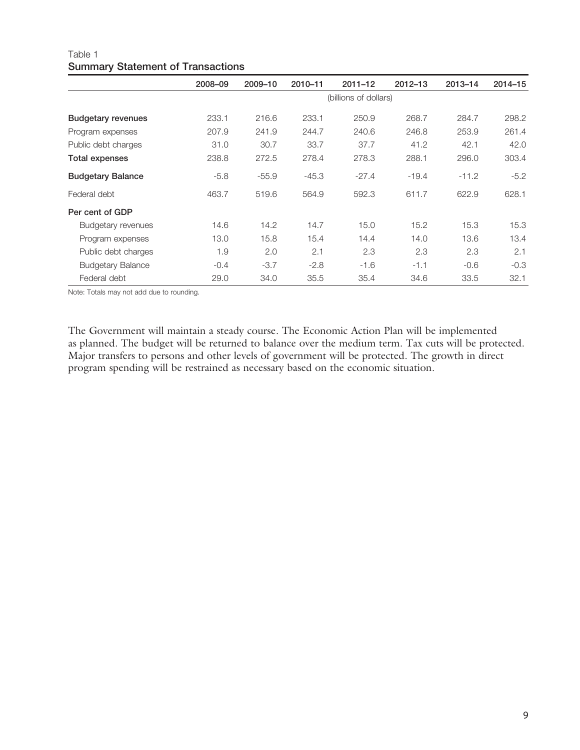Table 1

**Summary Statement of Transactions**

| | 2008–09 | 2009–10 | 2010–11 | 2011–12 | 2012–13 | 2013–14 | 2014–15 |
|---|---|---|---|---|---|---|---|
| | | | | (billions of dollars) | | | |
| **Budgetary revenues** | 233.1 | 216.6 | 233.1 | 250.9 | 268.7 | 284.7 | 298.2 |
| Program expenses | 207.9 | 241.9 | 244.7 | 240.6 | 246.8 | 253.9 | 261.4 |
| Public debt charges | 31.0 | 30.7 | 33.7 | 37.7 | 41.2 | 42.1 | 42.0 |
| **Total expenses** | 238.8 | 272.5 | 278.4 | 278.3 | 288.1 | 296.0 | 303.4 |
| **Budgetary Balance** | -5.8 | -55.9 | -45.3 | -27.4 | -19.4 | -11.2 | -5.2 |
| Federal debt | 463.7 | 519.6 | 564.9 | 592.3 | 611.7 | 622.9 | 628.1 |
| **Per cent of GDP** | | | | | | | |
| Budgetary revenues | 14.6 | 14.2 | 14.7 | 15.0 | 15.2 | 15.3 | 15.3 |
| Program expenses | 13.0 | 15.8 | 15.4 | 14.4 | 14.0 | 13.6 | 13.4 |
| Public debt charges | 1.9 | 2.0 | 2.1 | 2.3 | 2.3 | 2.3 | 2.1 |
| Budgetary Balance | -0.4 | -3.7 | -2.8 | -1.6 | -1.1 | -0.6 | -0.3 |
| Federal debt | 29.0 | 34.0 | 35.5 | 35.4 | 34.6 | 33.5 | 32.1 |

Note: Totals may not add due to rounding.

The Government will maintain a steady course. The Economic Action Plan will be implemented as planned. The budget will be returned to balance over the medium term. Tax cuts will be protected. Major transfers to persons and other levels of government will be protected. The growth in direct program spending will be restrained as necessary based on the economic situation.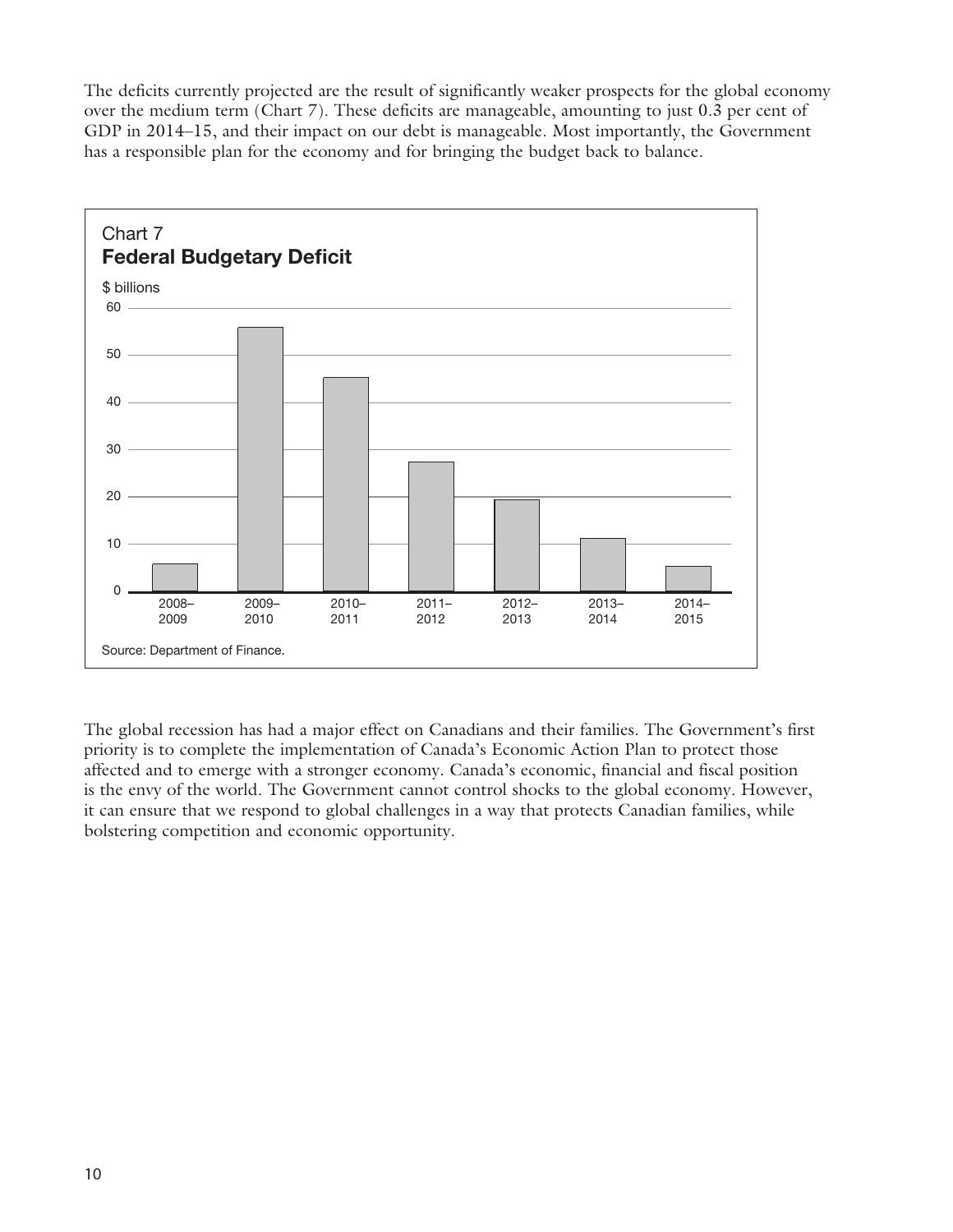The deficits currently projected are the result of significantly weaker prospects for the global economy over the medium term (Chart 7). These deficits are manageable, amounting to just 0.3 per cent of GDP in 2014–15, and their impact on our debt is manageable. Most importantly, the Government has a responsible plan for the economy and for bringing the budget back to balance.

Chart 7
**Federal Budgetary Deficit**

$ billions

Source: Department of Finance.

The global recession has had a major effect on Canadians and their families. The Government's first priority is to complete the implementation of Canada's Economic Action Plan to protect those affected and to emerge with a stronger economy. Canada's economic, financial and fiscal position is the envy of the world. The Government cannot control shocks to the global economy. However, it can ensure that we respond to global challenges in a way that protects Canadian families, while bolstering competition and economic opportunity.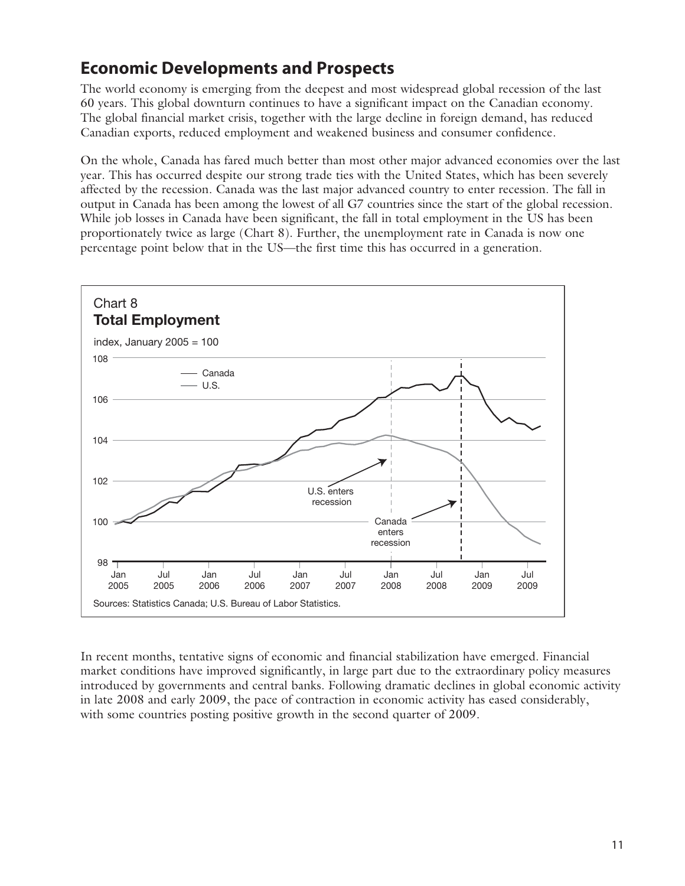## Economic Developments and Prospects

The world economy is emerging from the deepest and most widespread global recession of the last 60 years. This global downturn continues to have a significant impact on the Canadian economy. The global financial market crisis, together with the large decline in foreign demand, has reduced Canadian exports, reduced employment and weakened business and consumer confidence.

On the whole, Canada has fared much better than most other major advanced economies over the last year. This has occurred despite our strong trade ties with the United States, which has been severely affected by the recession. Canada was the last major advanced country to enter recession. The fall in output in Canada has been among the lowest of all G7 countries since the start of the global recession. While job losses in Canada have been significant, the fall in total employment in the US has been proportionately twice as large (Chart 8). Further, the unemployment rate in Canada is now one percentage point below that in the US—the first time this has occurred in a generation.

Chart 8
**Total Employment**

index, January 2005 = 100

Sources: Statistics Canada; U.S. Bureau of Labor Statistics.

In recent months, tentative signs of economic and financial stabilization have emerged. Financial market conditions have improved significantly, in large part due to the extraordinary policy measures introduced by governments and central banks. Following dramatic declines in global economic activity in late 2008 and early 2009, the pace of contraction in economic activity has eased considerably, with some countries posting positive growth in the second quarter of 2009.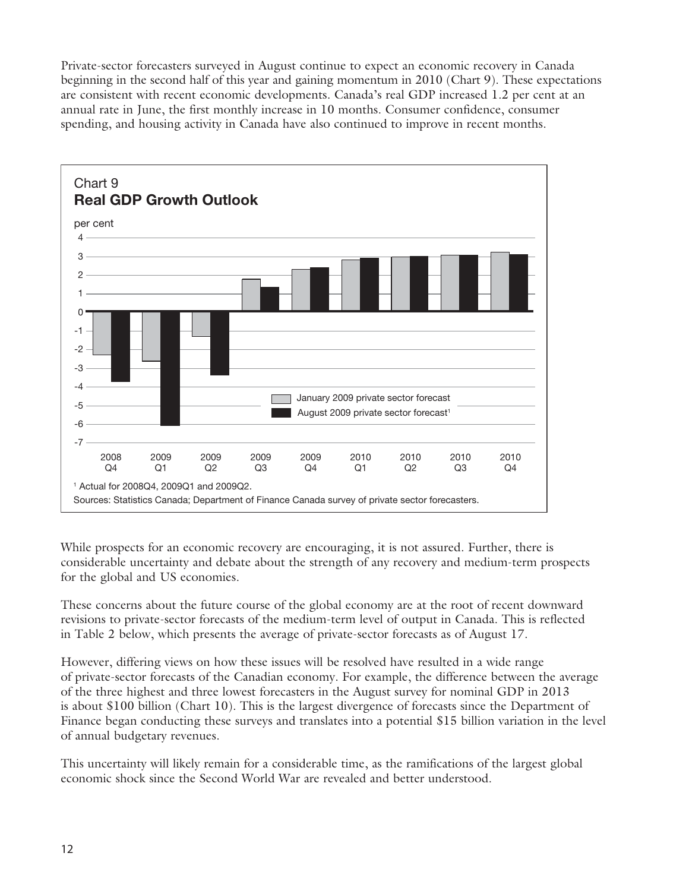Private-sector forecasters surveyed in August continue to expect an economic recovery in Canada beginning in the second half of this year and gaining momentum in 2010 (Chart 9). These expectations are consistent with recent economic developments. Canada's real GDP increased 1.2 per cent at an annual rate in June, the first monthly increase in 10 months. Consumer confidence, consumer spending, and housing activity in Canada have also continued to improve in recent months.

Chart 9
**Real GDP Growth Outlook**

[1] Actual for 2008Q4, 2009Q1 and 2009Q2.

Sources: Statistics Canada; Department of Finance Canada survey of private sector forecasters.

While prospects for an economic recovery are encouraging, it is not assured. Further, there is considerable uncertainty and debate about the strength of any recovery and medium-term prospects for the global and US economies.

These concerns about the future course of the global economy are at the root of recent downward revisions to private-sector forecasts of the medium-term level of output in Canada. This is reflected in Table 2 below, which presents the average of private-sector forecasts as of August 17.

However, differing views on how these issues will be resolved have resulted in a wide range of private-sector forecasts of the Canadian economy. For example, the difference between the average of the three highest and three lowest forecasters in the August survey for nominal GDP in 2013 is about $100 billion (Chart 10). This is the largest divergence of forecasts since the Department of Finance began conducting these surveys and translates into a potential $15 billion variation in the level of annual budgetary revenues.

This uncertainty will likely remain for a considerable time, as the ramifications of the largest global economic shock since the Second World War are revealed and better understood.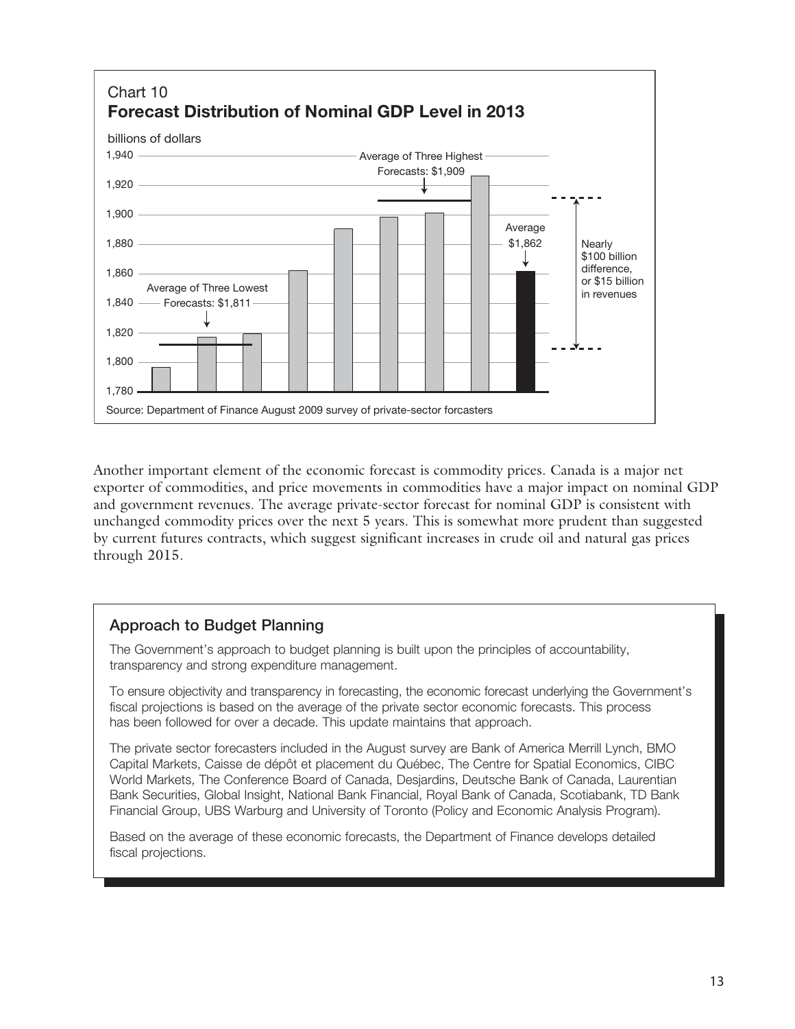Chart 10
**Forecast Distribution of Nominal GDP Level in 2013**

billions of dollars

Average of Three Highest Forecasts: $1,909

Average $1,862

Nearly $100 billion difference, or $15 billion in revenues

Average of Three Lowest Forecasts: $1,811

Source: Department of Finance August 2009 survey of private-sector forcasters

Another important element of the economic forecast is commodity prices. Canada is a major net exporter of commodities, and price movements in commodities have a major impact on nominal GDP and government revenues. The average private-sector forecast for nominal GDP is consistent with unchanged commodity prices over the next 5 years. This is somewhat more prudent than suggested by current futures contracts, which suggest significant increases in crude oil and natural gas prices through 2015.

## Approach to Budget Planning

The Government's approach to budget planning is built upon the principles of accountability, transparency and strong expenditure management.

To ensure objectivity and transparency in forecasting, the economic forecast underlying the Government's fiscal projections is based on the average of the private sector economic forecasts. This process has been followed for over a decade. This update maintains that approach.

The private sector forecasters included in the August survey are Bank of America Merrill Lynch, BMO Capital Markets, Caisse de dépôt et placement du Québec, The Centre for Spatial Economics, CIBC World Markets, The Conference Board of Canada, Desjardins, Deutsche Bank of Canada, Laurentian Bank Securities, Global Insight, National Bank Financial, Royal Bank of Canada, Scotiabank, TD Bank Financial Group, UBS Warburg and University of Toronto (Policy and Economic Analysis Program).

Based on the average of these economic forecasts, the Department of Finance develops detailed fiscal projections.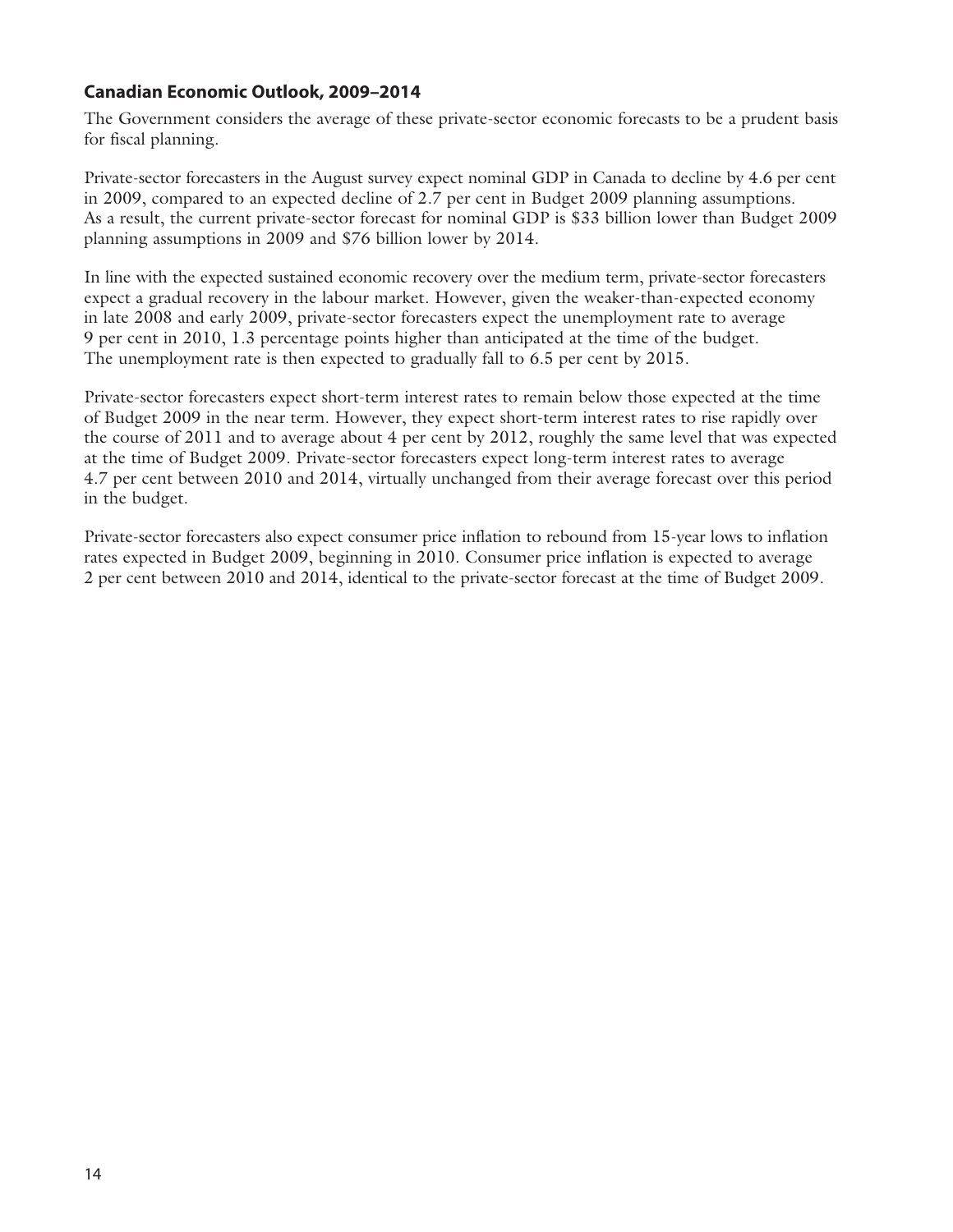### Canadian Economic Outlook, 2009–2014

The Government considers the average of these private-sector economic forecasts to be a prudent basis for fiscal planning.

Private-sector forecasters in the August survey expect nominal GDP in Canada to decline by 4.6 per cent in 2009, compared to an expected decline of 2.7 per cent in Budget 2009 planning assumptions. As a result, the current private-sector forecast for nominal GDP is $33 billion lower than Budget 2009 planning assumptions in 2009 and $76 billion lower by 2014.

In line with the expected sustained economic recovery over the medium term, private-sector forecasters expect a gradual recovery in the labour market. However, given the weaker-than-expected economy in late 2008 and early 2009, private-sector forecasters expect the unemployment rate to average 9 per cent in 2010, 1.3 percentage points higher than anticipated at the time of the budget. The unemployment rate is then expected to gradually fall to 6.5 per cent by 2015.

Private-sector forecasters expect short-term interest rates to remain below those expected at the time of Budget 2009 in the near term. However, they expect short-term interest rates to rise rapidly over the course of 2011 and to average about 4 per cent by 2012, roughly the same level that was expected at the time of Budget 2009. Private-sector forecasters expect long-term interest rates to average 4.7 per cent between 2010 and 2014, virtually unchanged from their average forecast over this period in the budget.

Private-sector forecasters also expect consumer price inflation to rebound from 15-year lows to inflation rates expected in Budget 2009, beginning in 2010. Consumer price inflation is expected to average 2 per cent between 2010 and 2014, identical to the private-sector forecast at the time of Budget 2009.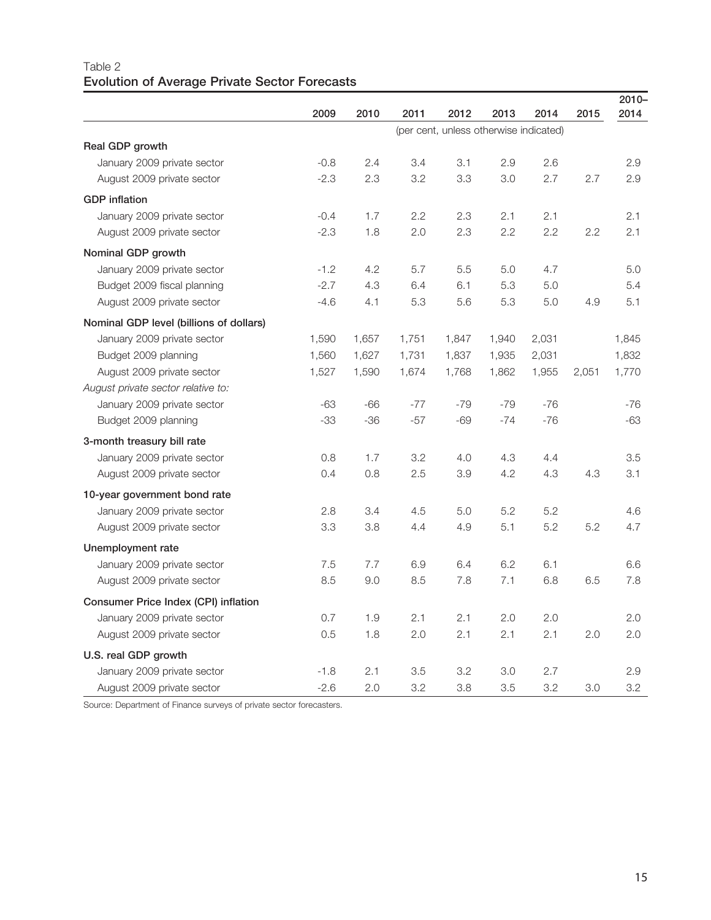Table 2
**Evolution of Average Private Sector Forecasts**

| | 2009 | 2010 | 2011 | 2012 | 2013 | 2014 | 2015 | 2010–2014 |
|---|---|---|---|---|---|---|---|---|
| | | | (per cent, unless otherwise indicated) | | | | | |
| **Real GDP growth** | | | | | | | | |
| January 2009 private sector | -0.8 | 2.4 | 3.4 | 3.1 | 2.9 | 2.6 | | 2.9 |
| August 2009 private sector | -2.3 | 2.3 | 3.2 | 3.3 | 3.0 | 2.7 | 2.7 | 2.9 |
| **GDP inflation** | | | | | | | | |
| January 2009 private sector | -0.4 | 1.7 | 2.2 | 2.3 | 2.1 | 2.1 | | 2.1 |
| August 2009 private sector | -2.3 | 1.8 | 2.0 | 2.3 | 2.2 | 2.2 | 2.2 | 2.1 |
| **Nominal GDP growth** | | | | | | | | |
| January 2009 private sector | -1.2 | 4.2 | 5.7 | 5.5 | 5.0 | 4.7 | | 5.0 |
| Budget 2009 fiscal planning | -2.7 | 4.3 | 6.4 | 6.1 | 5.3 | 5.0 | | 5.4 |
| August 2009 private sector | -4.6 | 4.1 | 5.3 | 5.6 | 5.3 | 5.0 | 4.9 | 5.1 |
| **Nominal GDP level (billions of dollars)** | | | | | | | | |
| January 2009 private sector | 1,590 | 1,657 | 1,751 | 1,847 | 1,940 | 2,031 | | 1,845 |
| Budget 2009 planning | 1,560 | 1,627 | 1,731 | 1,837 | 1,935 | 2,031 | | 1,832 |
| August 2009 private sector | 1,527 | 1,590 | 1,674 | 1,768 | 1,862 | 1,955 | 2,051 | 1,770 |
| *August private sector relative to:* | | | | | | | | |
| January 2009 private sector | -63 | -66 | -77 | -79 | -79 | -76 | | -76 |
| Budget 2009 planning | -33 | -36 | -57 | -69 | -74 | -76 | | -63 |
| **3-month treasury bill rate** | | | | | | | | |
| January 2009 private sector | 0.8 | 1.7 | 3.2 | 4.0 | 4.3 | 4.4 | | 3.5 |
| August 2009 private sector | 0.4 | 0.8 | 2.5 | 3.9 | 4.2 | 4.3 | 4.3 | 3.1 |
| **10-year government bond rate** | | | | | | | | |
| January 2009 private sector | 2.8 | 3.4 | 4.5 | 5.0 | 5.2 | 5.2 | | 4.6 |
| August 2009 private sector | 3.3 | 3.8 | 4.4 | 4.9 | 5.1 | 5.2 | 5.2 | 4.7 |
| **Unemployment rate** | | | | | | | | |
| January 2009 private sector | 7.5 | 7.7 | 6.9 | 6.4 | 6.2 | 6.1 | | 6.6 |
| August 2009 private sector | 8.5 | 9.0 | 8.5 | 7.8 | 7.1 | 6.8 | 6.5 | 7.8 |
| **Consumer Price Index (CPI) inflation** | | | | | | | | |
| January 2009 private sector | 0.7 | 1.9 | 2.1 | 2.1 | 2.0 | 2.0 | | 2.0 |
| August 2009 private sector | 0.5 | 1.8 | 2.0 | 2.1 | 2.1 | 2.1 | 2.0 | 2.0 |
| **U.S. real GDP growth** | | | | | | | | |
| January 2009 private sector | -1.8 | 2.1 | 3.5 | 3.2 | 3.0 | 2.7 | | 2.9 |
| August 2009 private sector | -2.6 | 2.0 | 3.2 | 3.8 | 3.5 | 3.2 | 3.0 | 3.2 |

Source: Department of Finance surveys of private sector forecasters.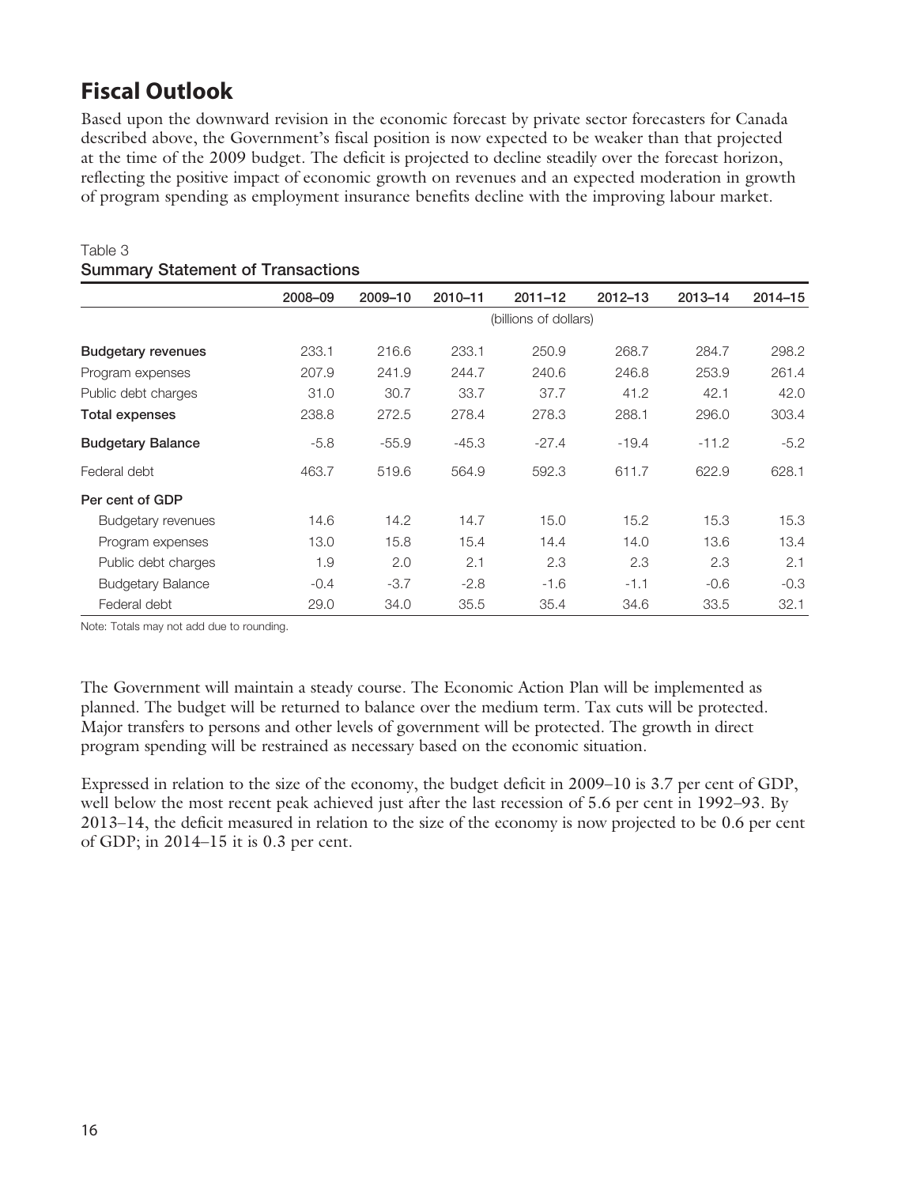## Fiscal Outlook

Based upon the downward revision in the economic forecast by private sector forecasters for Canada described above, the Government's fiscal position is now expected to be weaker than that projected at the time of the 2009 budget. The deficit is projected to decline steadily over the forecast horizon, reflecting the positive impact of economic growth on revenues and an expected moderation in growth of program spending as employment insurance benefits decline with the improving labour market.

Table 3
**Summary Statement of Transactions**

| | 2008–09 | 2009–10 | 2010–11 | 2011–12 | 2012–13 | 2013–14 | 2014–15 |
|---|---|---|---|---|---|---|---|
| | | | | (billions of dollars) | | | |
| **Budgetary revenues** | 233.1 | 216.6 | 233.1 | 250.9 | 268.7 | 284.7 | 298.2 |
| Program expenses | 207.9 | 241.9 | 244.7 | 240.6 | 246.8 | 253.9 | 261.4 |
| Public debt charges | 31.0 | 30.7 | 33.7 | 37.7 | 41.2 | 42.1 | 42.0 |
| **Total expenses** | 238.8 | 272.5 | 278.4 | 278.3 | 288.1 | 296.0 | 303.4 |
| **Budgetary Balance** | -5.8 | -55.9 | -45.3 | -27.4 | -19.4 | -11.2 | -5.2 |
| Federal debt | 463.7 | 519.6 | 564.9 | 592.3 | 611.7 | 622.9 | 628.1 |
| **Per cent of GDP** | | | | | | | |
| Budgetary revenues | 14.6 | 14.2 | 14.7 | 15.0 | 15.2 | 15.3 | 15.3 |
| Program expenses | 13.0 | 15.8 | 15.4 | 14.4 | 14.0 | 13.6 | 13.4 |
| Public debt charges | 1.9 | 2.0 | 2.1 | 2.3 | 2.3 | 2.3 | 2.1 |
| Budgetary Balance | -0.4 | -3.7 | -2.8 | -1.6 | -1.1 | -0.6 | -0.3 |
| Federal debt | 29.0 | 34.0 | 35.5 | 35.4 | 34.6 | 33.5 | 32.1 |

Note: Totals may not add due to rounding.

The Government will maintain a steady course. The Economic Action Plan will be implemented as planned. The budget will be returned to balance over the medium term. Tax cuts will be protected. Major transfers to persons and other levels of government will be protected. The growth in direct program spending will be restrained as necessary based on the economic situation.

Expressed in relation to the size of the economy, the budget deficit in 2009–10 is 3.7 per cent of GDP, well below the most recent peak achieved just after the last recession of 5.6 per cent in 1992–93. By 2013–14, the deficit measured in relation to the size of the economy is now projected to be 0.6 per cent of GDP; in 2014–15 it is 0.3 per cent.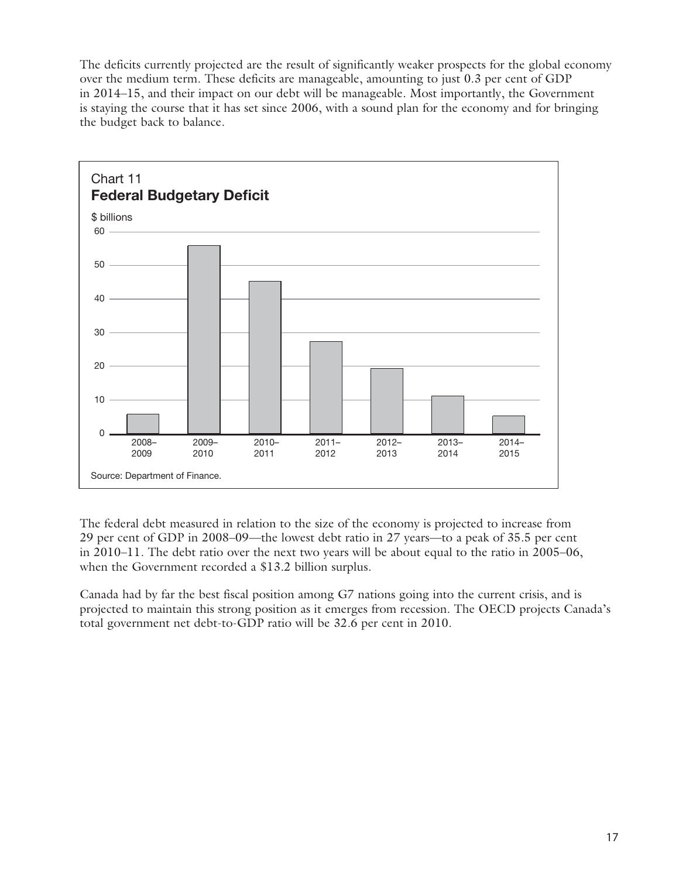The deficits currently projected are the result of significantly weaker prospects for the global economy over the medium term. These deficits are manageable, amounting to just 0.3 per cent of GDP in 2014–15, and their impact on our debt will be manageable. Most importantly, the Government is staying the course that it has set since 2006, with a sound plan for the economy and for bringing the budget back to balance.

Chart 11
**Federal Budgetary Deficit**

$ billions

Source: Department of Finance.

The federal debt measured in relation to the size of the economy is projected to increase from 29 per cent of GDP in 2008–09—the lowest debt ratio in 27 years—to a peak of 35.5 per cent in 2010–11. The debt ratio over the next two years will be about equal to the ratio in 2005–06, when the Government recorded a $13.2 billion surplus.

Canada had by far the best fiscal position among G7 nations going into the current crisis, and is projected to maintain this strong position as it emerges from recession. The OECD projects Canada's total government net debt-to-GDP ratio will be 32.6 per cent in 2010.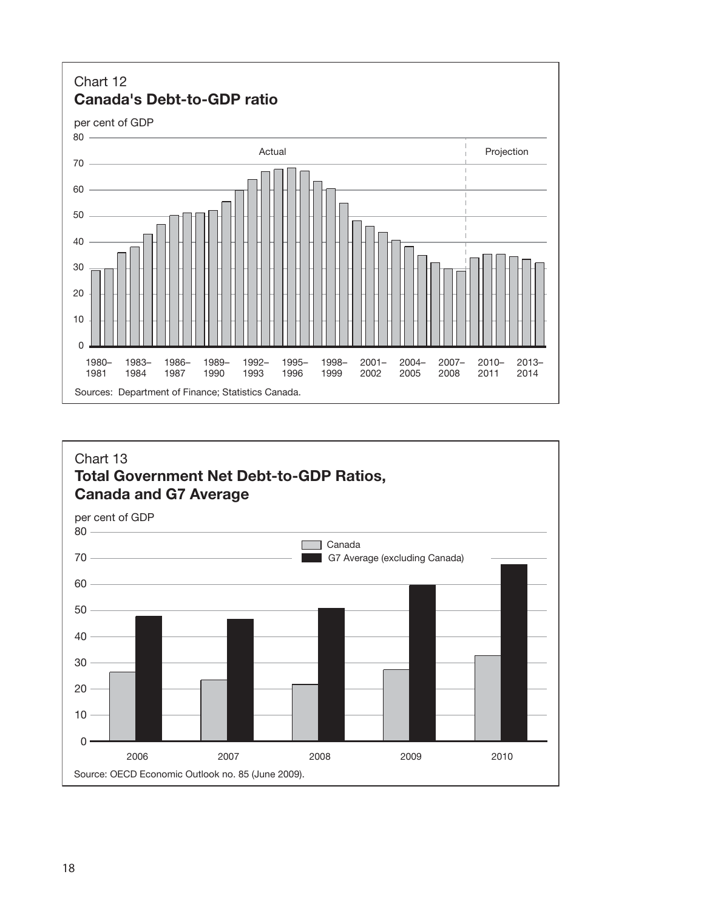Chart 12

**Canada's Debt-to-GDP ratio**

per cent of GDP

Actual | Projection

1980–1981, 1983–1984, 1986–1987, 1989–1990, 1992–1993, 1995–1996, 1998–1999, 2001–2002, 2004–2005, 2007–2008, 2010–2011, 2013–2014

Sources: Department of Finance; Statistics Canada.

Chart 13

**Total Government Net Debt-to-GDP Ratios, Canada and G7 Average**

per cent of GDP

Canada

G7 Average (excluding Canada)

2006, 2007, 2008, 2009, 2010

Source: OECD Economic Outlook no. 85 (June 2009).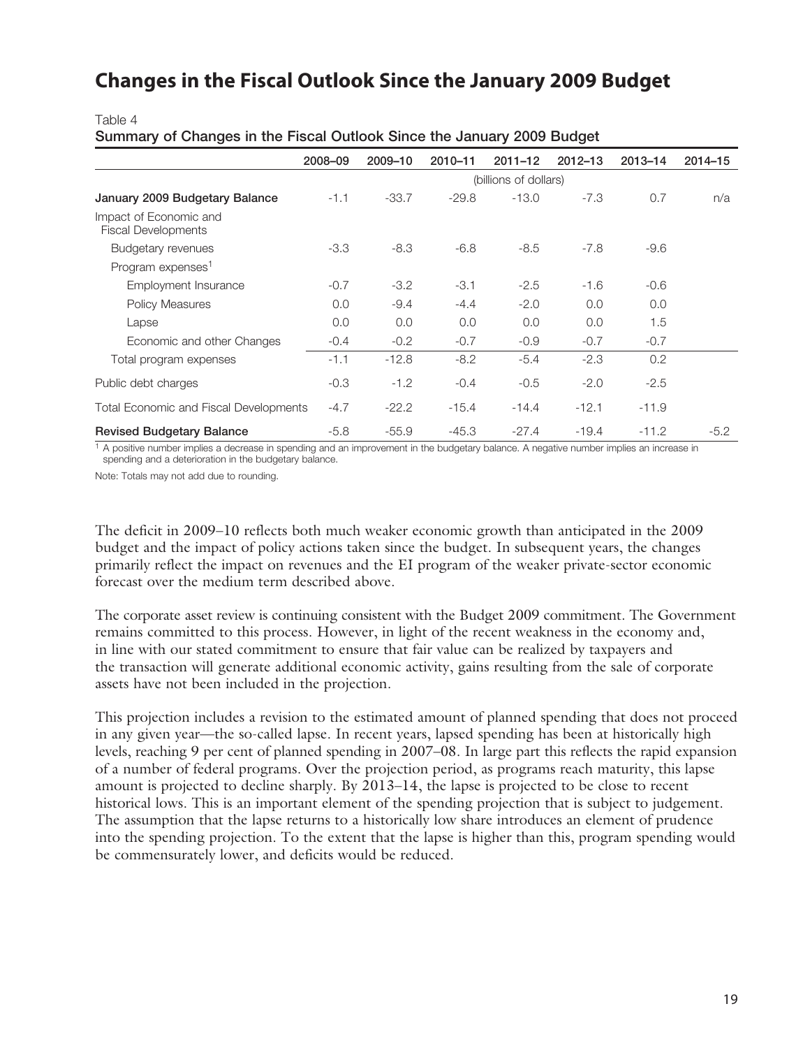# Changes in the Fiscal Outlook Since the January 2009 Budget

Table 4

**Summary of Changes in the Fiscal Outlook Since the January 2009 Budget**

| | 2008–09 | 2009–10 | 2010–11 | 2011–12 | 2012–13 | 2013–14 | 2014–15 |
|---|---|---|---|---|---|---|---|
| | | | | (billions of dollars) | | | |
| **January 2009 Budgetary Balance** | -1.1 | -33.7 | -29.8 | -13.0 | -7.3 | 0.7 | n/a |
| Impact of Economic and Fiscal Developments | | | | | | | |
| Budgetary revenues | -3.3 | -8.3 | -6.8 | -8.5 | -7.8 | -9.6 | |
| Program expenses[1] | | | | | | | |
| Employment Insurance | -0.7 | -3.2 | -3.1 | -2.5 | -1.6 | -0.6 | |
| Policy Measures | 0.0 | -9.4 | -4.4 | -2.0 | 0.0 | 0.0 | |
| Lapse | 0.0 | 0.0 | 0.0 | 0.0 | 0.0 | 1.5 | |
| Economic and other Changes | -0.4 | -0.2 | -0.7 | -0.9 | -0.7 | -0.7 | |
| Total program expenses | -1.1 | -12.8 | -8.2 | -5.4 | -2.3 | 0.2 | |
| Public debt charges | -0.3 | -1.2 | -0.4 | -0.5 | -2.0 | -2.5 | |
| Total Economic and Fiscal Developments | -4.7 | -22.2 | -15.4 | -14.4 | -12.1 | -11.9 | |
| **Revised Budgetary Balance** | -5.8 | -55.9 | -45.3 | -27.4 | -19.4 | -11.2 | -5.2 |

[1] A positive number implies a decrease in spending and an improvement in the budgetary balance. A negative number implies an increase in spending and a deterioration in the budgetary balance.

Note: Totals may not add due to rounding.

The deficit in 2009–10 reflects both much weaker economic growth than anticipated in the 2009 budget and the impact of policy actions taken since the budget. In subsequent years, the changes primarily reflect the impact on revenues and the EI program of the weaker private-sector economic forecast over the medium term described above.

The corporate asset review is continuing consistent with the Budget 2009 commitment. The Government remains committed to this process. However, in light of the recent weakness in the economy and, in line with our stated commitment to ensure that fair value can be realized by taxpayers and the transaction will generate additional economic activity, gains resulting from the sale of corporate assets have not been included in the projection.

This projection includes a revision to the estimated amount of planned spending that does not proceed in any given year—the so-called lapse. In recent years, lapsed spending has been at historically high levels, reaching 9 per cent of planned spending in 2007–08. In large part this reflects the rapid expansion of a number of federal programs. Over the projection period, as programs reach maturity, this lapse amount is projected to decline sharply. By 2013–14, the lapse is projected to be close to recent historical lows. This is an important element of the spending projection that is subject to judgement. The assumption that the lapse returns to a historically low share introduces an element of prudence into the spending projection. To the extent that the lapse is higher than this, program spending would be commensurately lower, and deficits would be reduced.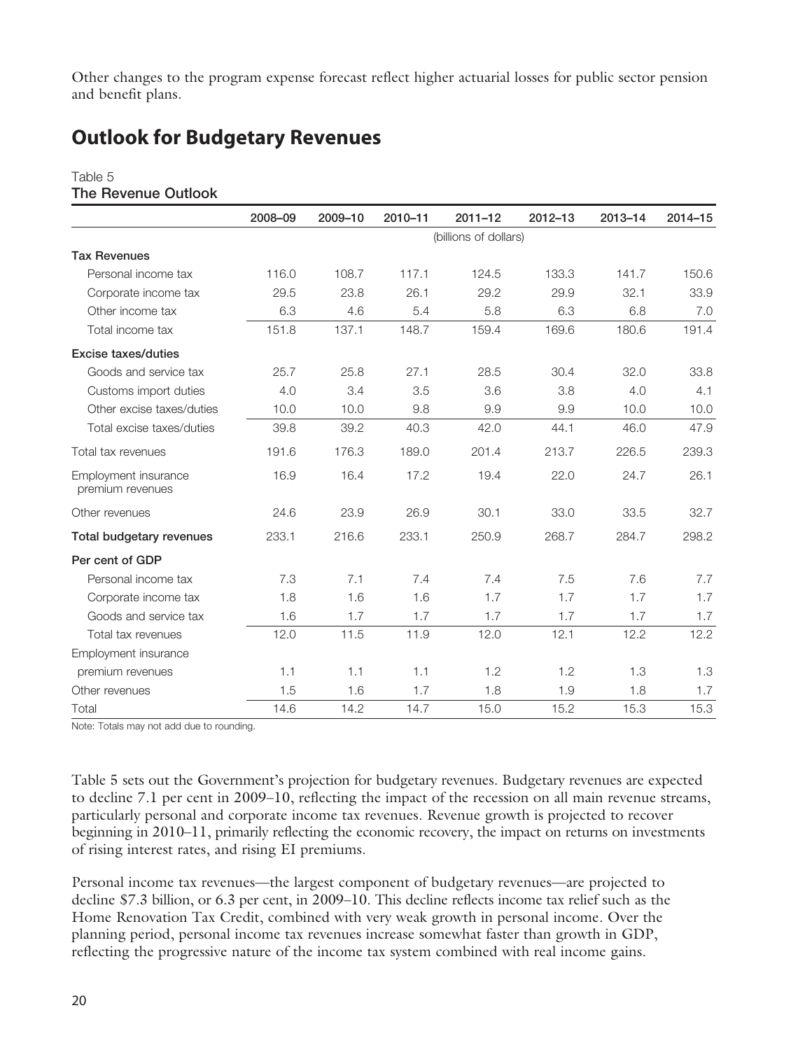Other changes to the program expense forecast reflect higher actuarial losses for public sector pension and benefit plans.

## Outlook for Budgetary Revenues

Table 5
**The Revenue Outlook**

| | 2008–09 | 2009–10 | 2010–11 | 2011–12 | 2012–13 | 2013–14 | 2014–15 |
|---|---|---|---|---|---|---|---|
| | (billions of dollars) | | | | | | |
| **Tax Revenues** | | | | | | | |
| Personal income tax | 116.0 | 108.7 | 117.1 | 124.5 | 133.3 | 141.7 | 150.6 |
| Corporate income tax | 29.5 | 23.8 | 26.1 | 29.2 | 29.9 | 32.1 | 33.9 |
| Other income tax | 6.3 | 4.6 | 5.4 | 5.8 | 6.3 | 6.8 | 7.0 |
| Total income tax | 151.8 | 137.1 | 148.7 | 159.4 | 169.6 | 180.6 | 191.4 |
| **Excise taxes/duties** | | | | | | | |
| Goods and service tax | 25.7 | 25.8 | 27.1 | 28.5 | 30.4 | 32.0 | 33.8 |
| Customs import duties | 4.0 | 3.4 | 3.5 | 3.6 | 3.8 | 4.0 | 4.1 |
| Other excise taxes/duties | 10.0 | 10.0 | 9.8 | 9.9 | 9.9 | 10.0 | 10.0 |
| Total excise taxes/duties | 39.8 | 39.2 | 40.3 | 42.0 | 44.1 | 46.0 | 47.9 |
| Total tax revenues | 191.6 | 176.3 | 189.0 | 201.4 | 213.7 | 226.5 | 239.3 |
| Employment insurance premium revenues | 16.9 | 16.4 | 17.2 | 19.4 | 22.0 | 24.7 | 26.1 |
| Other revenues | 24.6 | 23.9 | 26.9 | 30.1 | 33.0 | 33.5 | 32.7 |
| **Total budgetary revenues** | 233.1 | 216.6 | 233.1 | 250.9 | 268.7 | 284.7 | 298.2 |
| **Per cent of GDP** | | | | | | | |
| Personal income tax | 7.3 | 7.1 | 7.4 | 7.4 | 7.5 | 7.6 | 7.7 |
| Corporate income tax | 1.8 | 1.6 | 1.6 | 1.7 | 1.7 | 1.7 | 1.7 |
| Goods and service tax | 1.6 | 1.7 | 1.7 | 1.7 | 1.7 | 1.7 | 1.7 |
| Total tax revenues | 12.0 | 11.5 | 11.9 | 12.0 | 12.1 | 12.2 | 12.2 |
| Employment insurance premium revenues | 1.1 | 1.1 | 1.1 | 1.2 | 1.2 | 1.3 | 1.3 |
| Other revenues | 1.5 | 1.6 | 1.7 | 1.8 | 1.9 | 1.8 | 1.7 |
| Total | 14.6 | 14.2 | 14.7 | 15.0 | 15.2 | 15.3 | 15.3 |

Note: Totals may not add due to rounding.

Table 5 sets out the Government's projection for budgetary revenues. Budgetary revenues are expected to decline 7.1 per cent in 2009–10, reflecting the impact of the recession on all main revenue streams, particularly personal and corporate income tax revenues. Revenue growth is projected to recover beginning in 2010–11, primarily reflecting the economic recovery, the impact on returns on investments of rising interest rates, and rising EI premiums.

Personal income tax revenues—the largest component of budgetary revenues—are projected to decline $7.3 billion, or 6.3 per cent, in 2009–10. This decline reflects income tax relief such as the Home Renovation Tax Credit, combined with very weak growth in personal income. Over the planning period, personal income tax revenues increase somewhat faster than growth in GDP, reflecting the progressive nature of the income tax system combined with real income gains.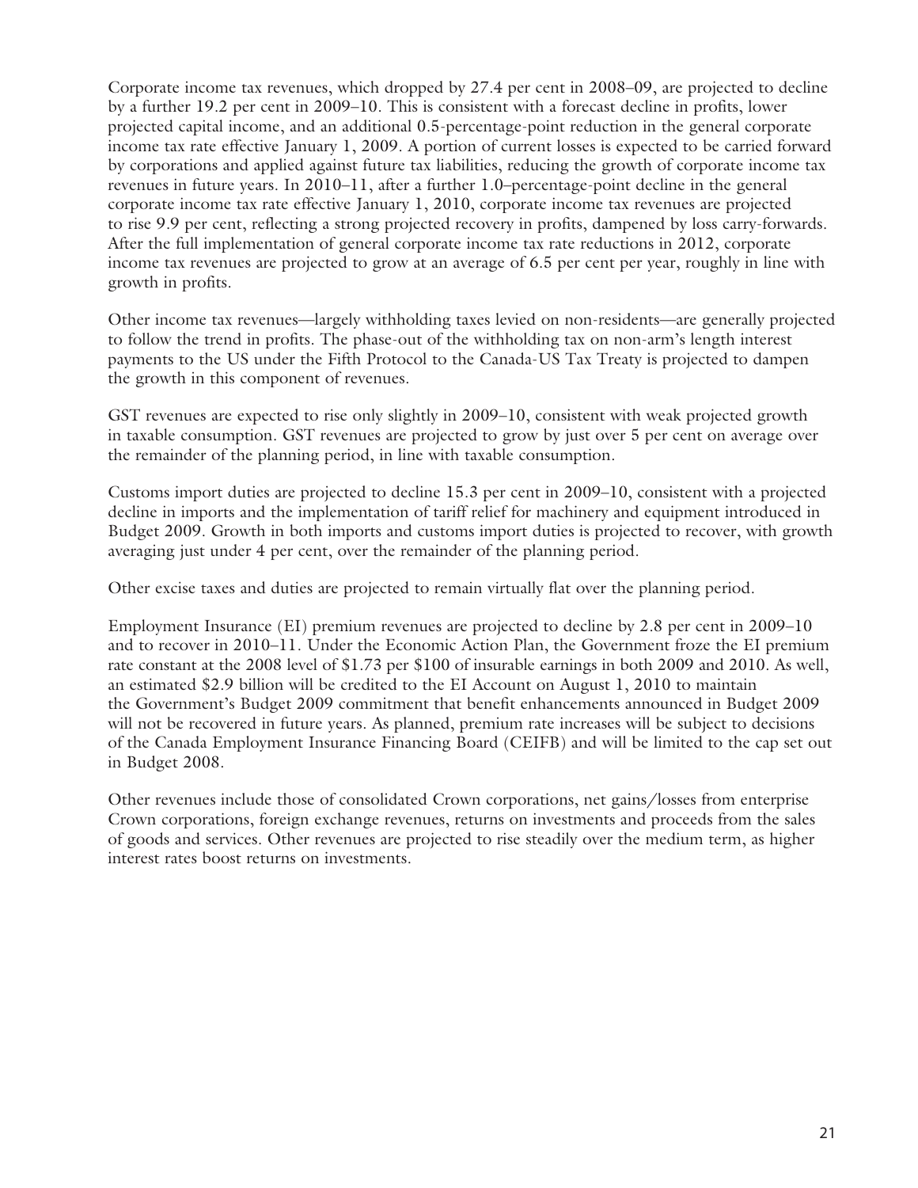Corporate income tax revenues, which dropped by 27.4 per cent in 2008–09, are projected to decline by a further 19.2 per cent in 2009–10. This is consistent with a forecast decline in profits, lower projected capital income, and an additional 0.5-percentage-point reduction in the general corporate income tax rate effective January 1, 2009. A portion of current losses is expected to be carried forward by corporations and applied against future tax liabilities, reducing the growth of corporate income tax revenues in future years. In 2010–11, after a further 1.0–percentage-point decline in the general corporate income tax rate effective January 1, 2010, corporate income tax revenues are projected to rise 9.9 per cent, reflecting a strong projected recovery in profits, dampened by loss carry-forwards. After the full implementation of general corporate income tax rate reductions in 2012, corporate income tax revenues are projected to grow at an average of 6.5 per cent per year, roughly in line with growth in profits.

Other income tax revenues—largely withholding taxes levied on non-residents—are generally projected to follow the trend in profits. The phase-out of the withholding tax on non-arm's length interest payments to the US under the Fifth Protocol to the Canada-US Tax Treaty is projected to dampen the growth in this component of revenues.

GST revenues are expected to rise only slightly in 2009–10, consistent with weak projected growth in taxable consumption. GST revenues are projected to grow by just over 5 per cent on average over the remainder of the planning period, in line with taxable consumption.

Customs import duties are projected to decline 15.3 per cent in 2009–10, consistent with a projected decline in imports and the implementation of tariff relief for machinery and equipment introduced in Budget 2009. Growth in both imports and customs import duties is projected to recover, with growth averaging just under 4 per cent, over the remainder of the planning period.

Other excise taxes and duties are projected to remain virtually flat over the planning period.

Employment Insurance (EI) premium revenues are projected to decline by 2.8 per cent in 2009–10 and to recover in 2010–11. Under the Economic Action Plan, the Government froze the EI premium rate constant at the 2008 level of $1.73 per $100 of insurable earnings in both 2009 and 2010. As well, an estimated $2.9 billion will be credited to the EI Account on August 1, 2010 to maintain the Government's Budget 2009 commitment that benefit enhancements announced in Budget 2009 will not be recovered in future years. As planned, premium rate increases will be subject to decisions of the Canada Employment Insurance Financing Board (CEIFB) and will be limited to the cap set out in Budget 2008.

Other revenues include those of consolidated Crown corporations, net gains/losses from enterprise Crown corporations, foreign exchange revenues, returns on investments and proceeds from the sales of goods and services. Other revenues are projected to rise steadily over the medium term, as higher interest rates boost returns on investments.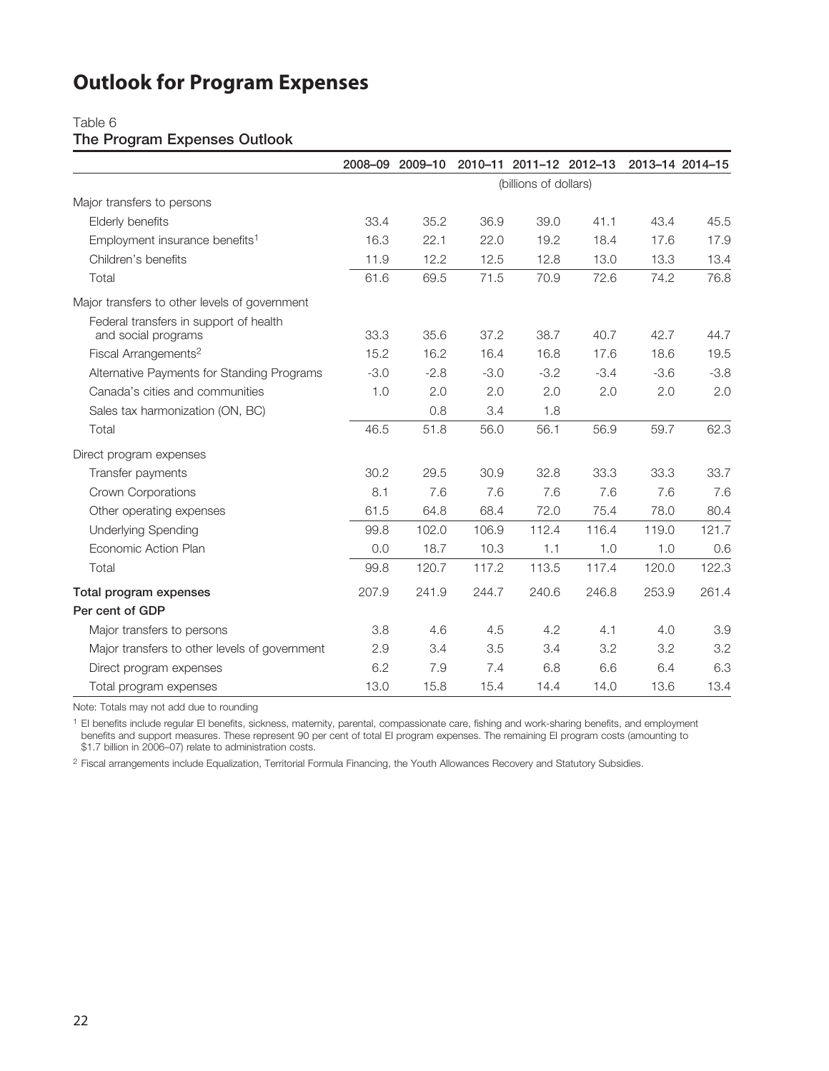# Outlook for Program Expenses

Table 6
**The Program Expenses Outlook**

| | 2008–09 | 2009–10 | 2010–11 | 2011–12 | 2012–13 | 2013–14 | 2014–15 |
|---|---|---|---|---|---|---|---|
| | (billions of dollars) | | | | | | |
| Major transfers to persons | | | | | | | |
| Elderly benefits | 33.4 | 35.2 | 36.9 | 39.0 | 41.1 | 43.4 | 45.5 |
| Employment insurance benefits[1] | 16.3 | 22.1 | 22.0 | 19.2 | 18.4 | 17.6 | 17.9 |
| Children's benefits | 11.9 | 12.2 | 12.5 | 12.8 | 13.0 | 13.3 | 13.4 |
| Total | 61.6 | 69.5 | 71.5 | 70.9 | 72.6 | 74.2 | 76.8 |
| Major transfers to other levels of government | | | | | | | |
| Federal transfers in support of health and social programs | 33.3 | 35.6 | 37.2 | 38.7 | 40.7 | 42.7 | 44.7 |
| Fiscal Arrangements[2] | 15.2 | 16.2 | 16.4 | 16.8 | 17.6 | 18.6 | 19.5 |
| Alternative Payments for Standing Programs | -3.0 | -2.8 | -3.0 | -3.2 | -3.4 | -3.6 | -3.8 |
| Canada's cities and communities | 1.0 | 2.0 | 2.0 | 2.0 | 2.0 | 2.0 | 2.0 |
| Sales tax harmonization (ON, BC) | | 0.8 | 3.4 | 1.8 | | | |
| Total | 46.5 | 51.8 | 56.0 | 56.1 | 56.9 | 59.7 | 62.3 |
| Direct program expenses | | | | | | | |
| Transfer payments | 30.2 | 29.5 | 30.9 | 32.8 | 33.3 | 33.3 | 33.7 |
| Crown Corporations | 8.1 | 7.6 | 7.6 | 7.6 | 7.6 | 7.6 | 7.6 |
| Other operating expenses | 61.5 | 64.8 | 68.4 | 72.0 | 75.4 | 78.0 | 80.4 |
| Underlying Spending | 99.8 | 102.0 | 106.9 | 112.4 | 116.4 | 119.0 | 121.7 |
| Economic Action Plan | 0.0 | 18.7 | 10.3 | 1.1 | 1.0 | 1.0 | 0.6 |
| Total | 99.8 | 120.7 | 117.2 | 113.5 | 117.4 | 120.0 | 122.3 |
| **Total program expenses** | 207.9 | 241.9 | 244.7 | 240.6 | 246.8 | 253.9 | 261.4 |
| **Per cent of GDP** | | | | | | | |
| Major transfers to persons | 3.8 | 4.6 | 4.5 | 4.2 | 4.1 | 4.0 | 3.9 |
| Major transfers to other levels of government | 2.9 | 3.4 | 3.5 | 3.4 | 3.2 | 3.2 | 3.2 |
| Direct program expenses | 6.2 | 7.9 | 7.4 | 6.8 | 6.6 | 6.4 | 6.3 |
| Total program expenses | 13.0 | 15.8 | 15.4 | 14.4 | 14.0 | 13.6 | 13.4 |

Note: Totals may not add due to rounding

[1] EI benefits include regular EI benefits, sickness, maternity, parental, compassionate care, fishing and work-sharing benefits, and employment benefits and support measures. These represent 90 per cent of total EI program expenses. The remaining EI program costs (amounting to $1.7 billion in 2006–07) relate to administration costs.

[2] Fiscal arrangements include Equalization, Territorial Formula Financing, the Youth Allowances Recovery and Statutory Subsidies.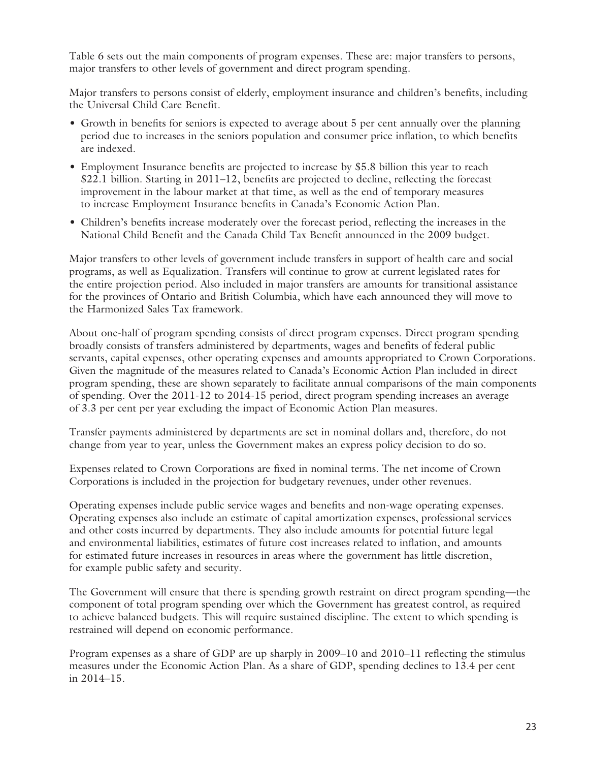Table 6 sets out the main components of program expenses. These are: major transfers to persons, major transfers to other levels of government and direct program spending.

Major transfers to persons consist of elderly, employment insurance and children's benefits, including the Universal Child Care Benefit.

- Growth in benefits for seniors is expected to average about 5 per cent annually over the planning period due to increases in the seniors population and consumer price inflation, to which benefits are indexed.
- Employment Insurance benefits are projected to increase by $5.8 billion this year to reach $22.1 billion. Starting in 2011–12, benefits are projected to decline, reflecting the forecast improvement in the labour market at that time, as well as the end of temporary measures to increase Employment Insurance benefits in Canada's Economic Action Plan.
- Children's benefits increase moderately over the forecast period, reflecting the increases in the National Child Benefit and the Canada Child Tax Benefit announced in the 2009 budget.

Major transfers to other levels of government include transfers in support of health care and social programs, as well as Equalization. Transfers will continue to grow at current legislated rates for the entire projection period. Also included in major transfers are amounts for transitional assistance for the provinces of Ontario and British Columbia, which have each announced they will move to the Harmonized Sales Tax framework.

About one-half of program spending consists of direct program expenses. Direct program spending broadly consists of transfers administered by departments, wages and benefits of federal public servants, capital expenses, other operating expenses and amounts appropriated to Crown Corporations. Given the magnitude of the measures related to Canada's Economic Action Plan included in direct program spending, these are shown separately to facilitate annual comparisons of the main components of spending. Over the 2011-12 to 2014-15 period, direct program spending increases an average of 3.3 per cent per year excluding the impact of Economic Action Plan measures.

Transfer payments administered by departments are set in nominal dollars and, therefore, do not change from year to year, unless the Government makes an express policy decision to do so.

Expenses related to Crown Corporations are fixed in nominal terms. The net income of Crown Corporations is included in the projection for budgetary revenues, under other revenues.

Operating expenses include public service wages and benefits and non-wage operating expenses. Operating expenses also include an estimate of capital amortization expenses, professional services and other costs incurred by departments. They also include amounts for potential future legal and environmental liabilities, estimates of future cost increases related to inflation, and amounts for estimated future increases in resources in areas where the government has little discretion, for example public safety and security.

The Government will ensure that there is spending growth restraint on direct program spending—the component of total program spending over which the Government has greatest control, as required to achieve balanced budgets. This will require sustained discipline. The extent to which spending is restrained will depend on economic performance.

Program expenses as a share of GDP are up sharply in 2009–10 and 2010–11 reflecting the stimulus measures under the Economic Action Plan. As a share of GDP, spending declines to 13.4 per cent in 2014–15.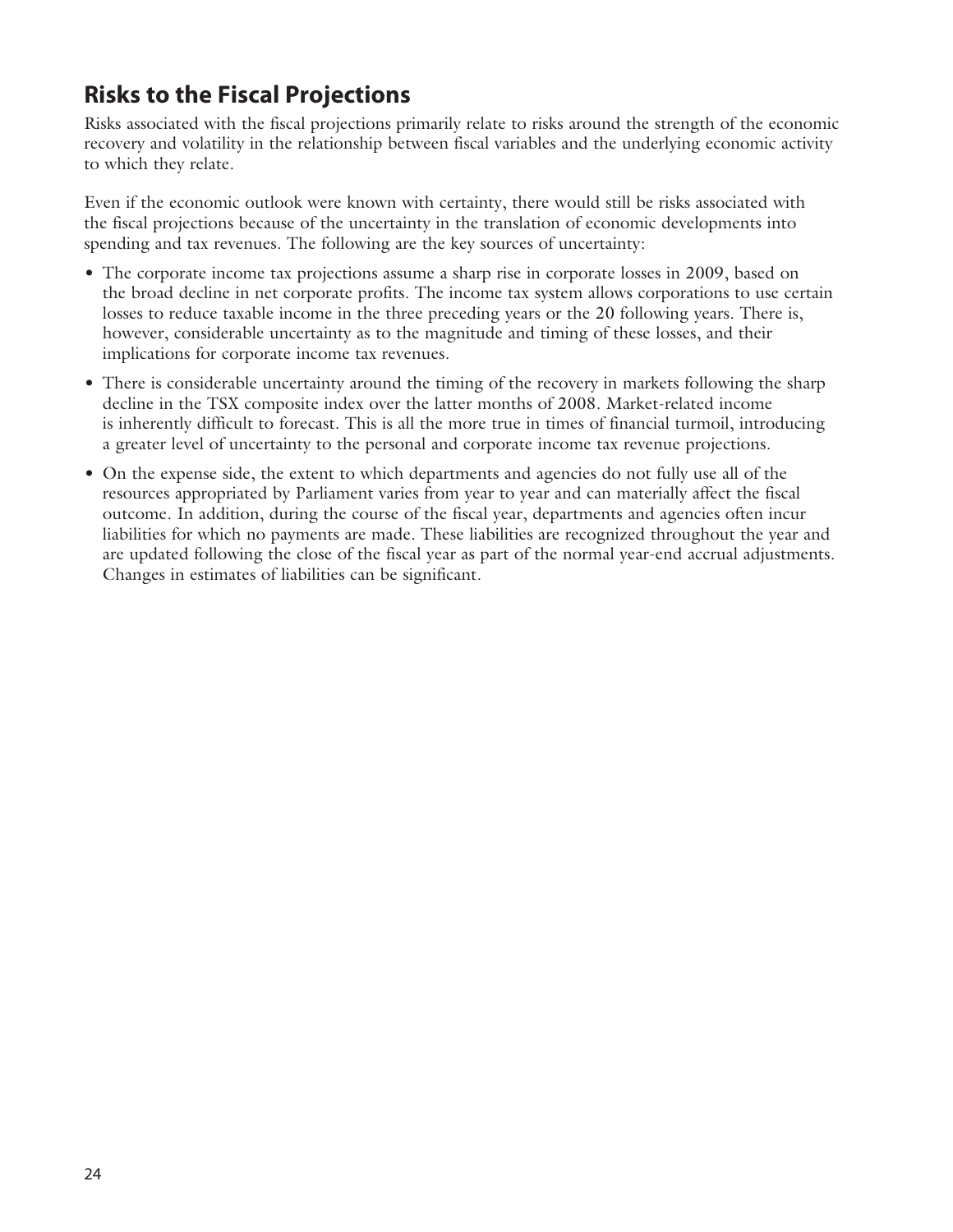## Risks to the Fiscal Projections

Risks associated with the fiscal projections primarily relate to risks around the strength of the economic recovery and volatility in the relationship between fiscal variables and the underlying economic activity to which they relate.

Even if the economic outlook were known with certainty, there would still be risks associated with the fiscal projections because of the uncertainty in the translation of economic developments into spending and tax revenues. The following are the key sources of uncertainty:

- The corporate income tax projections assume a sharp rise in corporate losses in 2009, based on the broad decline in net corporate profits. The income tax system allows corporations to use certain losses to reduce taxable income in the three preceding years or the 20 following years. There is, however, considerable uncertainty as to the magnitude and timing of these losses, and their implications for corporate income tax revenues.
- There is considerable uncertainty around the timing of the recovery in markets following the sharp decline in the TSX composite index over the latter months of 2008. Market-related income is inherently difficult to forecast. This is all the more true in times of financial turmoil, introducing a greater level of uncertainty to the personal and corporate income tax revenue projections.
- On the expense side, the extent to which departments and agencies do not fully use all of the resources appropriated by Parliament varies from year to year and can materially affect the fiscal outcome. In addition, during the course of the fiscal year, departments and agencies often incur liabilities for which no payments are made. These liabilities are recognized throughout the year and are updated following the close of the fiscal year as part of the normal year-end accrual adjustments. Changes in estimates of liabilities can be significant.